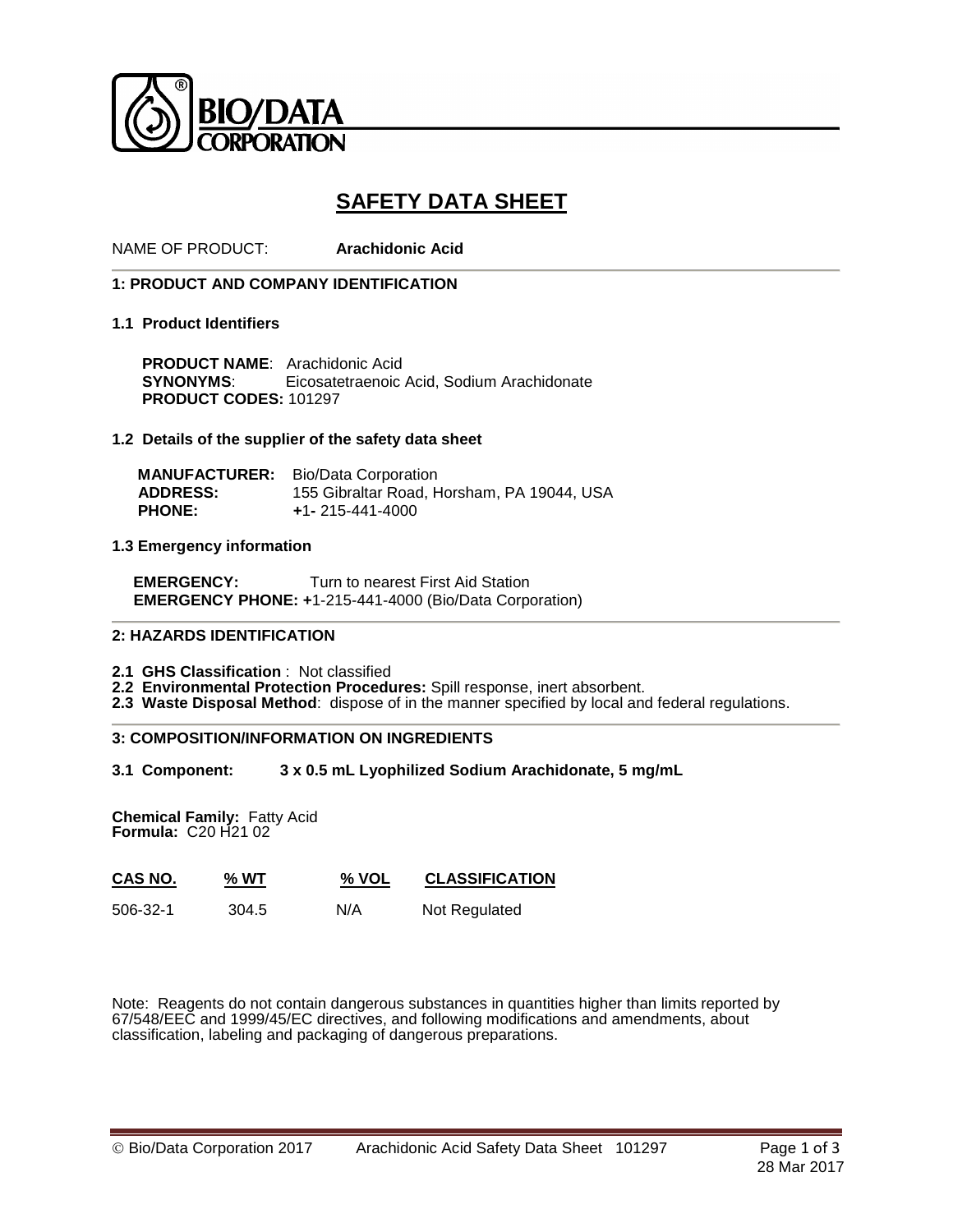# SAFETY DATA SHEET

NAME OF PRODUCT: **Arachidonic Acid**

## 1: PRODUCT AND COMPANY IDENTIFICATION

### 1.1 Product Identifiers

**PRODUCT NAME**: Arachidonic Acid
**SYNONYMS**: Eicosatetraenoic Acid, Sodium Arachidonate
**PRODUCT CODES:** 101297

### 1.2 Details of the supplier of the safety data sheet

**MANUFACTURER:** Bio/Data Corporation
**ADDRESS:** 155 Gibraltar Road, Horsham, PA 19044, USA
**PHONE:** **+**1- 215-441-4000

### 1.3 Emergency information

**EMERGENCY:** Turn to nearest First Aid Station
**EMERGENCY PHONE: +**1-215-441-4000 (Bio/Data Corporation)

## 2: HAZARDS IDENTIFICATION

**2.1 GHS Classification** : Not classified
**2.2 Environmental Protection Procedures:** Spill response, inert absorbent.
**2.3 Waste Disposal Method**: dispose of in the manner specified by local and federal regulations.

## 3: COMPOSITION/INFORMATION ON INGREDIENTS

**3.1 Component: 3 x 0.5 mL Lyophilized Sodium Arachidonate, 5 mg/mL**

**Chemical Family:** Fatty Acid
**Formula:** C20 H21 02

| CAS NO. | % WT | % VOL | CLASSIFICATION |
|---|---|---|---|
| 506-32-1 | 304.5 | N/A | Not Regulated |

Note: Reagents do not contain dangerous substances in quantities higher than limits reported by 67/548/EEC and 1999/45/EC directives, and following modifications and amendments, about classification, labeling and packaging of dangerous preparations.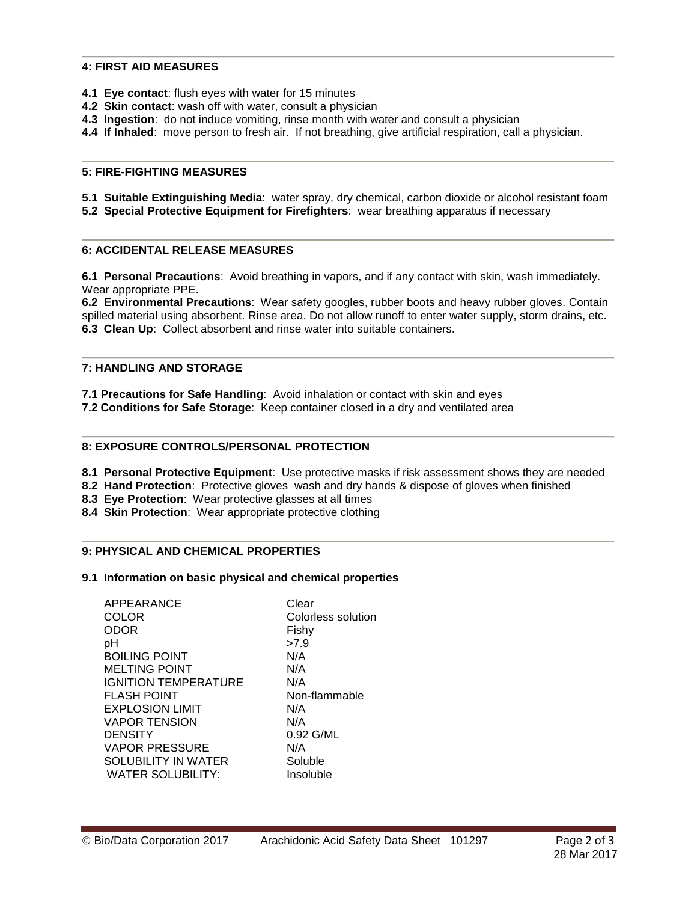## 4: FIRST AID MEASURES

**4.1 Eye contact**: flush eyes with water for 15 minutes
**4.2 Skin contact**: wash off with water, consult a physician
**4.3 Ingestion**: do not induce vomiting, rinse month with water and consult a physician
**4.4 If Inhaled**: move person to fresh air. If not breathing, give artificial respiration, call a physician.

## 5: FIRE-FIGHTING MEASURES

**5.1 Suitable Extinguishing Media**: water spray, dry chemical, carbon dioxide or alcohol resistant foam
**5.2 Special Protective Equipment for Firefighters**: wear breathing apparatus if necessary

## 6: ACCIDENTAL RELEASE MEASURES

**6.1 Personal Precautions**: Avoid breathing in vapors, and if any contact with skin, wash immediately. Wear appropriate PPE.
**6.2 Environmental Precautions**: Wear safety googles, rubber boots and heavy rubber gloves. Contain spilled material using absorbent. Rinse area. Do not allow runoff to enter water supply, storm drains, etc.
**6.3 Clean Up**: Collect absorbent and rinse water into suitable containers.

## 7: HANDLING AND STORAGE

**7.1 Precautions for Safe Handling**: Avoid inhalation or contact with skin and eyes
**7.2 Conditions for Safe Storage**: Keep container closed in a dry and ventilated area

## 8: EXPOSURE CONTROLS/PERSONAL PROTECTION

**8.1 Personal Protective Equipment**: Use protective masks if risk assessment shows they are needed
**8.2 Hand Protection**: Protective gloves wash and dry hands & dispose of gloves when finished
**8.3 Eye Protection**: Wear protective glasses at all times
**8.4 Skin Protection**: Wear appropriate protective clothing

## 9: PHYSICAL AND CHEMICAL PROPERTIES

### 9.1 Information on basic physical and chemical properties

| | |
|---|---|
| APPEARANCE | Clear |
| COLOR | Colorless solution |
| ODOR | Fishy |
| pH | >7.9 |
| BOILING POINT | N/A |
| MELTING POINT | N/A |
| IGNITION TEMPERATURE | N/A |
| FLASH POINT | Non-flammable |
| EXPLOSION LIMIT | N/A |
| VAPOR TENSION | N/A |
| DENSITY | 0.92 G/ML |
| VAPOR PRESSURE | N/A |
| SOLUBILITY IN WATER | Soluble |
| WATER SOLUBILITY: | Insoluble |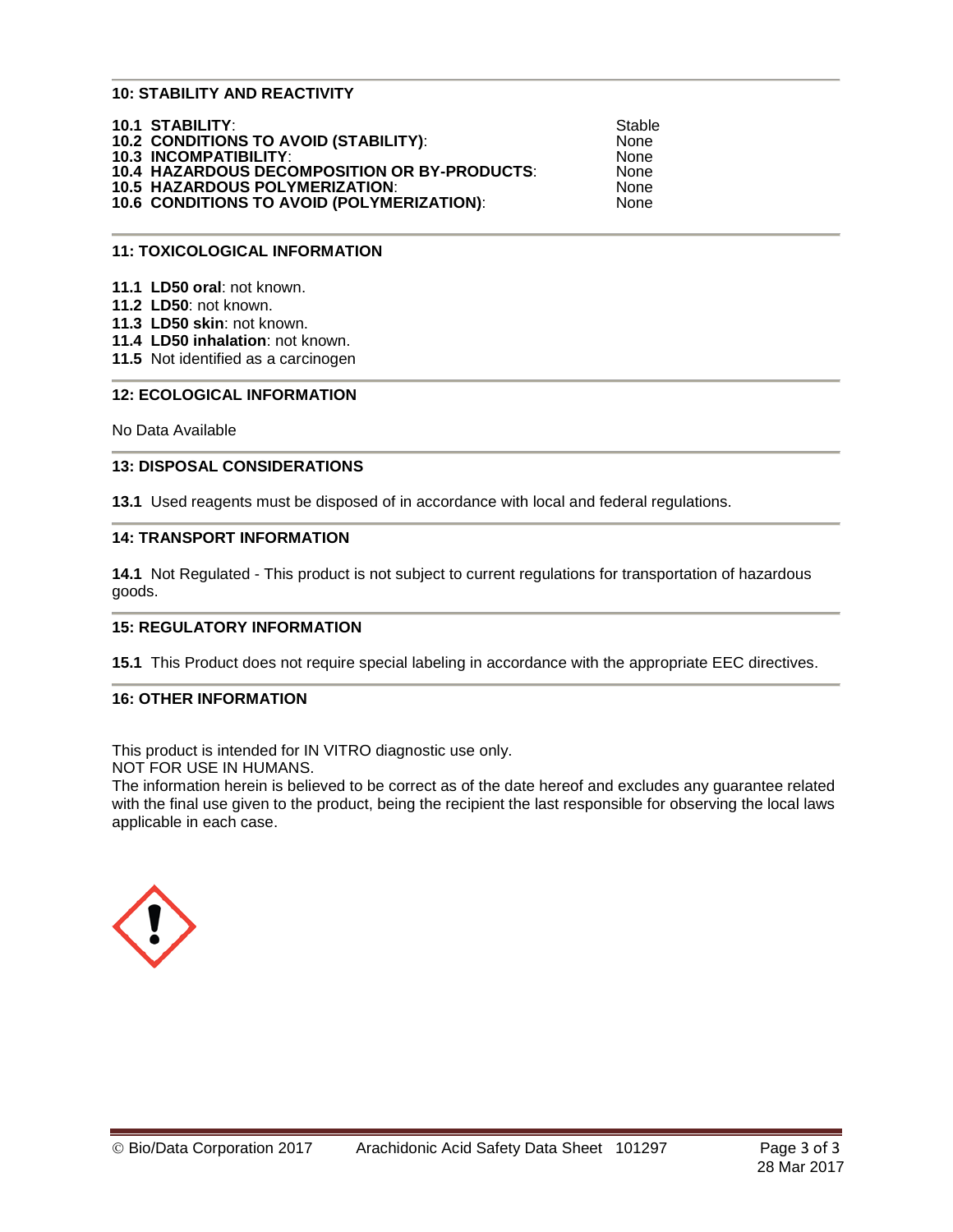## 10: STABILITY AND REACTIVITY

| | |
|---|---|
| **10.1 STABILITY**: | Stable |
| **10.2 CONDITIONS TO AVOID (STABILITY)**: | None |
| **10.3 INCOMPATIBILITY**: | None |
| **10.4 HAZARDOUS DECOMPOSITION OR BY-PRODUCTS**: | None |
| **10.5 HAZARDOUS POLYMERIZATION**: | None |
| **10.6 CONDITIONS TO AVOID (POLYMERIZATION)**: | None |

## 11: TOXICOLOGICAL INFORMATION

**11.1 LD50 oral**: not known.
**11.2 LD50**: not known.
**11.3 LD50 skin**: not known.
**11.4 LD50 inhalation**: not known.
**11.5** Not identified as a carcinogen

## 12: ECOLOGICAL INFORMATION

No Data Available

## 13: DISPOSAL CONSIDERATIONS

**13.1** Used reagents must be disposed of in accordance with local and federal regulations.

## 14: TRANSPORT INFORMATION

**14.1** Not Regulated - This product is not subject to current regulations for transportation of hazardous goods.

## 15: REGULATORY INFORMATION

**15.1** This Product does not require special labeling in accordance with the appropriate EEC directives.

## 16: OTHER INFORMATION

This product is intended for IN VITRO diagnostic use only.
NOT FOR USE IN HUMANS.
The information herein is believed to be correct as of the date hereof and excludes any guarantee related with the final use given to the product, being the recipient the last responsible for observing the local laws applicable in each case.